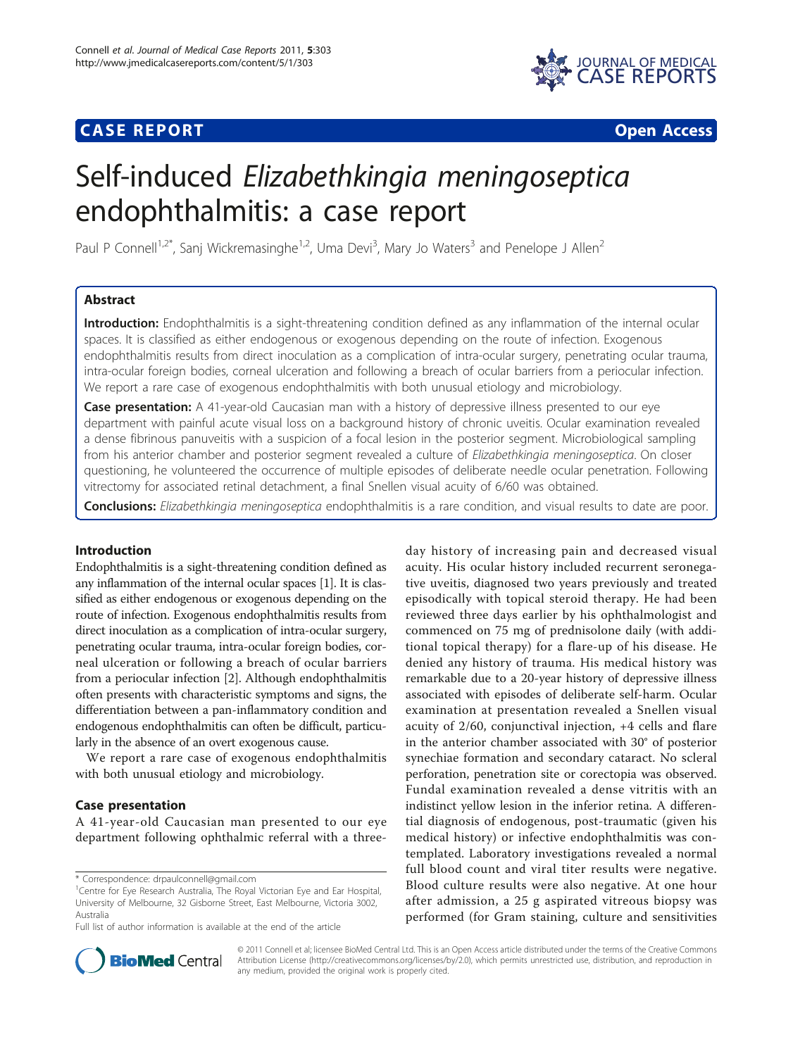# Self-induced *Elizabethkingia meningoseptica* endophthalmitis: a case report

Paul P Connell[1,2*], Sanj Wickremasinghe[1,2], Uma Devi[3], Mary Jo Waters[3] and Penelope J Allen[2]

## Abstract

**Introduction:** Endophthalmitis is a sight-threatening condition defined as any inflammation of the internal ocular spaces. It is classified as either endogenous or exogenous depending on the route of infection. Exogenous endophthalmitis results from direct inoculation as a complication of intra-ocular surgery, penetrating ocular trauma, intra-ocular foreign bodies, corneal ulceration and following a breach of ocular barriers from a periocular infection. We report a rare case of exogenous endophthalmitis with both unusual etiology and microbiology.

**Case presentation:** A 41-year-old Caucasian man with a history of depressive illness presented to our eye department with painful acute visual loss on a background history of chronic uveitis. Ocular examination revealed a dense fibrinous panuveitis with a suspicion of a focal lesion in the posterior segment. Microbiological sampling from his anterior chamber and posterior segment revealed a culture of *Elizabethkingia meningoseptica*. On closer questioning, he volunteered the occurrence of multiple episodes of deliberate needle ocular penetration. Following vitrectomy for associated retinal detachment, a final Snellen visual acuity of 6/60 was obtained.

**Conclusions:** *Elizabethkingia meningoseptica* endophthalmitis is a rare condition, and visual results to date are poor.

## Introduction

Endophthalmitis is a sight-threatening condition defined as any inflammation of the internal ocular spaces [1]. It is classified as either endogenous or exogenous depending on the route of infection. Exogenous endophthalmitis results from direct inoculation as a complication of intra-ocular surgery, penetrating ocular trauma, intra-ocular foreign bodies, corneal ulceration or following a breach of ocular barriers from a periocular infection [2]. Although endophthalmitis often presents with characteristic symptoms and signs, the differentiation between a pan-inflammatory condition and endogenous endophthalmitis can often be difficult, particularly in the absence of an overt exogenous cause.

We report a rare case of exogenous endophthalmitis with both unusual etiology and microbiology.

## Case presentation

A 41-year-old Caucasian man presented to our eye department following ophthalmic referral with a three-day history of increasing pain and decreased visual acuity. His ocular history included recurrent seronegative uveitis, diagnosed two years previously and treated episodically with topical steroid therapy. He had been reviewed three days earlier by his ophthalmologist and commenced on 75 mg of prednisolone daily (with additional topical therapy) for a flare-up of his disease. He denied any history of trauma. His medical history was remarkable due to a 20-year history of depressive illness associated with episodes of deliberate self-harm. Ocular examination at presentation revealed a Snellen visual acuity of 2/60, conjunctival injection, +4 cells and flare in the anterior chamber associated with 30° of posterior synechiae formation and secondary cataract. No scleral perforation, penetration site or corectopia was observed. Fundal examination revealed a dense vitritis with an indistinct yellow lesion in the inferior retina. A differential diagnosis of endogenous, post-traumatic (given his medical history) or infective endophthalmitis was contemplated. Laboratory investigations revealed a normal full blood count and viral titer results were negative. Blood culture results were also negative. At one hour after admission, a 25 g aspirated vitreous biopsy was performed (for Gram staining, culture and sensitivities

\* Correspondence: drpaulconnell@gmail.com

[1]Centre for Eye Research Australia, The Royal Victorian Eye and Ear Hospital, University of Melbourne, 32 Gisborne Street, East Melbourne, Victoria 3002, Australia

Full list of author information is available at the end of the article

© 2011 Connell et al; licensee BioMed Central Ltd. This is an Open Access article distributed under the terms of the Creative Commons Attribution License (http://creativecommons.org/licenses/by/2.0), which permits unrestricted use, distribution, and reproduction in any medium, provided the original work is properly cited.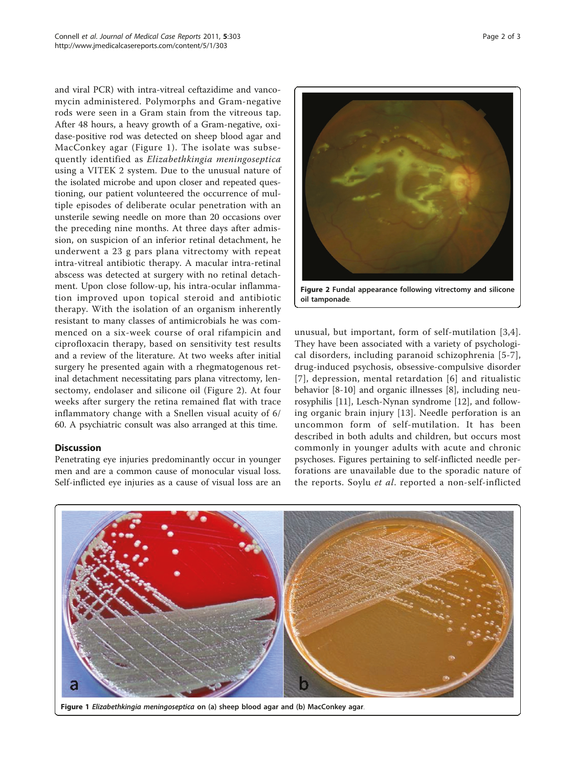and viral PCR) with intra-vitreal ceftazidime and vancomycin administered. Polymorphs and Gram-negative rods were seen in a Gram stain from the vitreous tap. After 48 hours, a heavy growth of a Gram-negative, oxidase-positive rod was detected on sheep blood agar and MacConkey agar (Figure 1). The isolate was subsequently identified as *Elizabethkingia meningoseptica* using a VITEK 2 system. Due to the unusual nature of the isolated microbe and upon closer and repeated questioning, our patient volunteered the occurrence of multiple episodes of deliberate ocular penetration with an unsterile sewing needle on more than 20 occasions over the preceding nine months. At three days after admission, on suspicion of an inferior retinal detachment, he underwent a 23 g pars plana vitrectomy with repeat intra-vitreal antibiotic therapy. A macular intra-retinal abscess was detected at surgery with no retinal detachment. Upon close follow-up, his intra-ocular inflammation improved upon topical steroid and antibiotic therapy. With the isolation of an organism inherently resistant to many classes of antimicrobials he was commenced on a six-week course of oral rifampicin and ciprofloxacin therapy, based on sensitivity test results and a review of the literature. At two weeks after initial surgery he presented again with a rhegmatogenous retinal detachment necessitating pars plana vitrectomy, lensectomy, endolaser and silicone oil (Figure 2). At four weeks after surgery the retina remained flat with trace inflammatory change with a Snellen visual acuity of 6/60. A psychiatric consult was also arranged at this time.

## Discussion

Penetrating eye injuries predominantly occur in younger men and are a common cause of monocular visual loss. Self-inflicted eye injuries as a cause of visual loss are an unusual, but important, form of self-mutilation [3,4]. They have been associated with a variety of psychological disorders, including paranoid schizophrenia [5-7], drug-induced psychosis, obsessive-compulsive disorder [7], depression, mental retardation [6] and ritualistic behavior [8-10] and organic illnesses [8], including neurosyphilis [11], Lesch-Nynan syndrome [12], and following organic brain injury [13]. Needle perforation is an uncommon form of self-mutilation. It has been described in both adults and children, but occurs most commonly in younger adults with acute and chronic psychoses. Figures pertaining to self-inflicted needle perforations are unavailable due to the sporadic nature of the reports. Soylu *et al*. reported a non-self-inflicted

**Figure 2** Fundal appearance following vitrectomy and silicone oil tamponade.

**Figure 1** *Elizabethkingia meningoseptica* on (a) sheep blood agar and (b) MacConkey agar.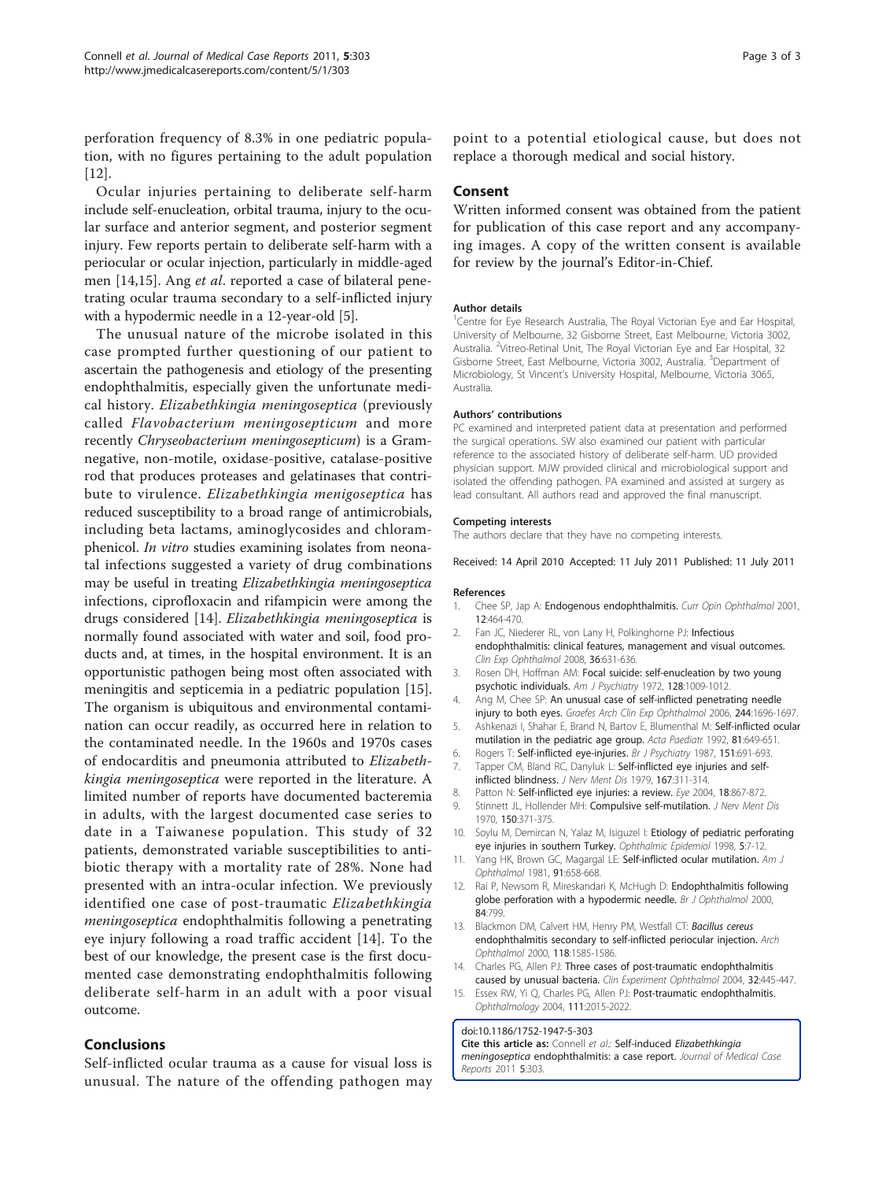perforation frequency of 8.3% in one pediatric population, with no figures pertaining to the adult population [12].

Ocular injuries pertaining to deliberate self-harm include self-enucleation, orbital trauma, injury to the ocular surface and anterior segment, and posterior segment injury. Few reports pertain to deliberate self-harm with a periocular or ocular injection, particularly in middle-aged men [14,15]. Ang *et al*. reported a case of bilateral penetrating ocular trauma secondary to a self-inflicted injury with a hypodermic needle in a 12-year-old [5].

The unusual nature of the microbe isolated in this case prompted further questioning of our patient to ascertain the pathogenesis and etiology of the presenting endophthalmitis, especially given the unfortunate medical history. *Elizabethkingia meningoseptica* (previously called *Flavobacterium meningosepticum* and more recently *Chryseobacterium meningosepticum*) is a Gram-negative, non-motile, oxidase-positive, catalase-positive rod that produces proteases and gelatinases that contribute to virulence. *Elizabethkingia menigoseptica* has reduced susceptibility to a broad range of antimicrobials, including beta lactams, aminoglycosides and chloramphenicol. *In vitro* studies examining isolates from neonatal infections suggested a variety of drug combinations may be useful in treating *Elizabethkingia meningoseptica* infections, ciprofloxacin and rifampicin were among the drugs considered [14]. *Elizabethkingia meningoseptica* is normally found associated with water and soil, food products and, at times, in the hospital environment. It is an opportunistic pathogen being most often associated with meningitis and septicemia in a pediatric population [15]. The organism is ubiquitous and environmental contamination can occur readily, as occurred here in relation to the contaminated needle. In the 1960s and 1970s cases of endocarditis and pneumonia attributed to *Elizabethkingia meningoseptica* were reported in the literature. A limited number of reports have documented bacteremia in adults, with the largest documented case series to date in a Taiwanese population. This study of 32 patients, demonstrated variable susceptibilities to antibiotic therapy with a mortality rate of 28%. None had presented with an intra-ocular infection. We previously identified one case of post-traumatic *Elizabethkingia meningoseptica* endophthalmitis following a penetrating eye injury following a road traffic accident [14]. To the best of our knowledge, the present case is the first documented case demonstrating endophthalmitis following deliberate self-harm in an adult with a poor visual outcome.

## Conclusions

Self-inflicted ocular trauma as a cause for visual loss is unusual. The nature of the offending pathogen may point to a potential etiological cause, but does not replace a thorough medical and social history.

## Consent

Written informed consent was obtained from the patient for publication of this case report and any accompanying images. A copy of the written consent is available for review by the journal's Editor-in-Chief.

#### Author details

[1]Centre for Eye Research Australia, The Royal Victorian Eye and Ear Hospital, University of Melbourne, 32 Gisborne Street, East Melbourne, Victoria 3002, Australia. [2]Vitreo-Retinal Unit, The Royal Victorian Eye and Ear Hospital, 32 Gisborne Street, East Melbourne, Victoria 3002, Australia. [3]Department of Microbiology, St Vincent's University Hospital, Melbourne, Victoria 3065, Australia.

#### Authors' contributions

PC examined and interpreted patient data at presentation and performed the surgical operations. SW also examined our patient with particular reference to the associated history of deliberate self-harm. UD provided physician support. MJW provided clinical and microbiological support and isolated the offending pathogen. PA examined and assisted at surgery as lead consultant. All authors read and approved the final manuscript.

#### Competing interests

The authors declare that they have no competing interests.

Received: 14 April 2010 Accepted: 11 July 2011 Published: 11 July 2011

#### References

1. Chee SP, Jap A: **Endogenous endophthalmitis.** *Curr Opin Ophthalmol* 2001, **12**:464-470.
2. Fan JC, Niederer RL, von Lany H, Polkinghorne PJ: **Infectious endophthalmitis: clinical features, management and visual outcomes.** *Clin Exp Ophthalmol* 2008, **36**:631-636.
3. Rosen DH, Hoffman AM: **Focal suicide: self-enucleation by two young psychotic individuals.** *Am J Psychiatry* 1972, **128**:1009-1012.
4. Ang M, Chee SP: **An unusual case of self-inflicted penetrating needle injury to both eyes.** *Graefes Arch Clin Exp Ophthalmol* 2006, **244**:1696-1697.
5. Ashkenazi I, Shahar E, Brand N, Bartov E, Blumenthal M: **Self-inflicted ocular mutilation in the pediatric age group.** *Acta Paediatr* 1992, **81**:649-651.
6. Rogers T: **Self-inflicted eye-injuries.** *Br J Psychiatry* 1987, **151**:691-693.
7. Tapper CM, Bland RC, Danyluk L: **Self-inflicted eye injuries and self-inflicted blindness.** *J Nerv Ment Dis* 1979, **167**:311-314.
8. Patton N: **Self-inflicted eye injuries: a review.** *Eye* 2004, **18**:867-872.
9. Stinnett JL, Hollender MH: **Compulsive self-mutilation.** *J Nerv Ment Dis* 1970, **150**:371-375.
10. Soylu M, Demircan N, Yalaz M, Isiguzel I: **Etiology of pediatric perforating eye injuries in southern Turkey.** *Ophthalmic Epidemiol* 1998, **5**:7-12.
11. Yang HK, Brown GC, Magargal LE: **Self-inflicted ocular mutilation.** *Am J Ophthalmol* 1981, **91**:658-668.
12. Rai P, Newsom R, Mireskandari K, McHugh D: **Endophthalmitis following globe perforation with a hypodermic needle.** *Br J Ophthalmol* 2000, **84**:799.
13. Blackmon DM, Calvert HM, Henry PM, Westfall CT: ***Bacillus cereus* endophthalmitis secondary to self-inflicted periocular injection.** *Arch Ophthalmol* 2000, **118**:1585-1586.
14. Charles PG, Allen PJ: **Three cases of post-traumatic endophthalmitis caused by unusual bacteria.** *Clin Experiment Ophthalmol* 2004, **32**:445-447.
15. Essex RW, Yi Q, Charles PG, Allen PJ: **Post-traumatic endophthalmitis.** *Ophthalmology* 2004, **111**:2015-2022.

doi:10.1186/1752-1947-5-303

**Cite this article as:** Connell *et al.*: Self-induced *Elizabethkingia meningoseptica* endophthalmitis: a case report. *Journal of Medical Case Reports* 2011 **5**:303.